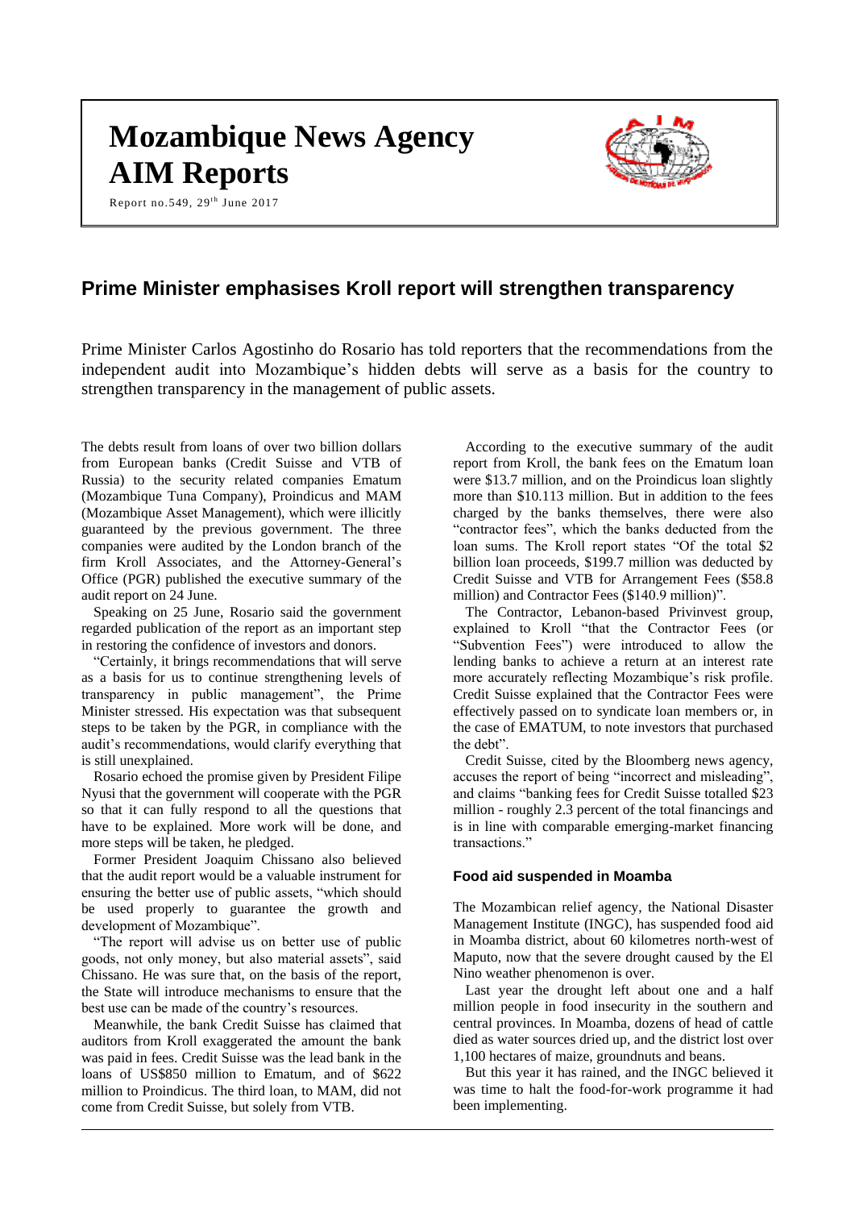# Mozambique News Agency
# AIM Reports

Report no.549, 29th June 2017

## Prime Minister emphasises Kroll report will strengthen transparency

Prime Minister Carlos Agostinho do Rosario has told reporters that the recommendations from the independent audit into Mozambique's hidden debts will serve as a basis for the country to strengthen transparency in the management of public assets.

The debts result from loans of over two billion dollars from European banks (Credit Suisse and VTB of Russia) to the security related companies Ematum (Mozambique Tuna Company), Proindicus and MAM (Mozambique Asset Management), which were illicitly guaranteed by the previous government. The three companies were audited by the London branch of the firm Kroll Associates, and the Attorney-General's Office (PGR) published the executive summary of the audit report on 24 June.

Speaking on 25 June, Rosario said the government regarded publication of the report as an important step in restoring the confidence of investors and donors.

"Certainly, it brings recommendations that will serve as a basis for us to continue strengthening levels of transparency in public management", the Prime Minister stressed. His expectation was that subsequent steps to be taken by the PGR, in compliance with the audit's recommendations, would clarify everything that is still unexplained.

Rosario echoed the promise given by President Filipe Nyusi that the government will cooperate with the PGR so that it can fully respond to all the questions that have to be explained. More work will be done, and more steps will be taken, he pledged.

Former President Joaquim Chissano also believed that the audit report would be a valuable instrument for ensuring the better use of public assets, "which should be used properly to guarantee the growth and development of Mozambique".

"The report will advise us on better use of public goods, not only money, but also material assets", said Chissano. He was sure that, on the basis of the report, the State will introduce mechanisms to ensure that the best use can be made of the country's resources.

Meanwhile, the bank Credit Suisse has claimed that auditors from Kroll exaggerated the amount the bank was paid in fees. Credit Suisse was the lead bank in the loans of US$850 million to Ematum, and of $622 million to Proindicus. The third loan, to MAM, did not come from Credit Suisse, but solely from VTB.

According to the executive summary of the audit report from Kroll, the bank fees on the Ematum loan were $13.7 million, and on the Proindicus loan slightly more than $10.113 million. But in addition to the fees charged by the banks themselves, there were also "contractor fees", which the banks deducted from the loan sums. The Kroll report states "Of the total $2 billion loan proceeds, $199.7 million was deducted by Credit Suisse and VTB for Arrangement Fees ($58.8 million) and Contractor Fees ($140.9 million)".

The Contractor, Lebanon-based Privinvest group, explained to Kroll "that the Contractor Fees (or "Subvention Fees") were introduced to allow the lending banks to achieve a return at an interest rate more accurately reflecting Mozambique's risk profile. Credit Suisse explained that the Contractor Fees were effectively passed on to syndicate loan members or, in the case of EMATUM, to note investors that purchased the debt".

Credit Suisse, cited by the Bloomberg news agency, accuses the report of being "incorrect and misleading", and claims "banking fees for Credit Suisse totalled $23 million - roughly 2.3 percent of the total financings and is in line with comparable emerging-market financing transactions."

### Food aid suspended in Moamba

The Mozambican relief agency, the National Disaster Management Institute (INGC), has suspended food aid in Moamba district, about 60 kilometres north-west of Maputo, now that the severe drought caused by the El Nino weather phenomenon is over.

Last year the drought left about one and a half million people in food insecurity in the southern and central provinces. In Moamba, dozens of head of cattle died as water sources dried up, and the district lost over 1,100 hectares of maize, groundnuts and beans.

But this year it has rained, and the INGC believed it was time to halt the food-for-work programme it had been implementing.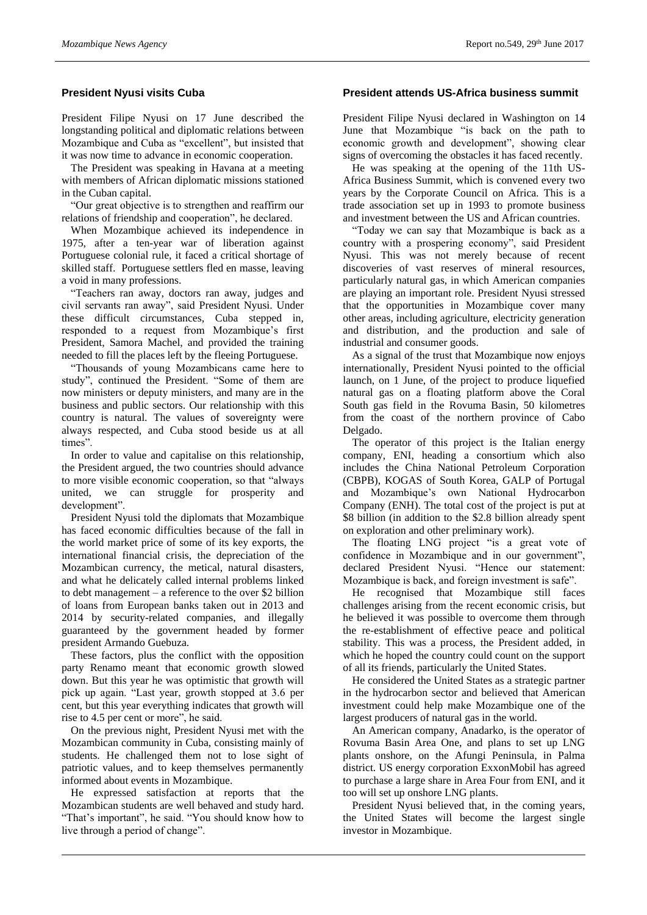## President Nyusi visits Cuba

President Filipe Nyusi on 17 June described the longstanding political and diplomatic relations between Mozambique and Cuba as "excellent", but insisted that it was now time to advance in economic cooperation.

The President was speaking in Havana at a meeting with members of African diplomatic missions stationed in the Cuban capital.

"Our great objective is to strengthen and reaffirm our relations of friendship and cooperation", he declared.

When Mozambique achieved its independence in 1975, after a ten-year war of liberation against Portuguese colonial rule, it faced a critical shortage of skilled staff. Portuguese settlers fled en masse, leaving a void in many professions.

"Teachers ran away, doctors ran away, judges and civil servants ran away", said President Nyusi. Under these difficult circumstances, Cuba stepped in, responded to a request from Mozambique's first President, Samora Machel, and provided the training needed to fill the places left by the fleeing Portuguese.

"Thousands of young Mozambicans came here to study", continued the President. "Some of them are now ministers or deputy ministers, and many are in the business and public sectors. Our relationship with this country is natural. The values of sovereignty were always respected, and Cuba stood beside us at all times".

In order to value and capitalise on this relationship, the President argued, the two countries should advance to more visible economic cooperation, so that "always united, we can struggle for prosperity and development".

President Nyusi told the diplomats that Mozambique has faced economic difficulties because of the fall in the world market price of some of its key exports, the international financial crisis, the depreciation of the Mozambican currency, the metical, natural disasters, and what he delicately called internal problems linked to debt management – a reference to the over $2 billion of loans from European banks taken out in 2013 and 2014 by security-related companies, and illegally guaranteed by the government headed by former president Armando Guebuza.

These factors, plus the conflict with the opposition party Renamo meant that economic growth slowed down. But this year he was optimistic that growth will pick up again. "Last year, growth stopped at 3.6 per cent, but this year everything indicates that growth will rise to 4.5 per cent or more", he said.

On the previous night, President Nyusi met with the Mozambican community in Cuba, consisting mainly of students. He challenged them not to lose sight of patriotic values, and to keep themselves permanently informed about events in Mozambique.

He expressed satisfaction at reports that the Mozambican students are well behaved and study hard. "That's important", he said. "You should know how to live through a period of change".

## President attends US-Africa business summit

President Filipe Nyusi declared in Washington on 14 June that Mozambique "is back on the path to economic growth and development", showing clear signs of overcoming the obstacles it has faced recently.

He was speaking at the opening of the 11th US-Africa Business Summit, which is convened every two years by the Corporate Council on Africa. This is a trade association set up in 1993 to promote business and investment between the US and African countries.

"Today we can say that Mozambique is back as a country with a prospering economy", said President Nyusi. This was not merely because of recent discoveries of vast reserves of mineral resources, particularly natural gas, in which American companies are playing an important role. President Nyusi stressed that the opportunities in Mozambique cover many other areas, including agriculture, electricity generation and distribution, and the production and sale of industrial and consumer goods.

As a signal of the trust that Mozambique now enjoys internationally, President Nyusi pointed to the official launch, on 1 June, of the project to produce liquefied natural gas on a floating platform above the Coral South gas field in the Rovuma Basin, 50 kilometres from the coast of the northern province of Cabo Delgado.

The operator of this project is the Italian energy company, ENI, heading a consortium which also includes the China National Petroleum Corporation (CBPB), KOGAS of South Korea, GALP of Portugal and Mozambique's own National Hydrocarbon Company (ENH). The total cost of the project is put at $8 billion (in addition to the $2.8 billion already spent on exploration and other preliminary work).

The floating LNG project "is a great vote of confidence in Mozambique and in our government", declared President Nyusi. "Hence our statement: Mozambique is back, and foreign investment is safe".

He recognised that Mozambique still faces challenges arising from the recent economic crisis, but he believed it was possible to overcome them through the re-establishment of effective peace and political stability. This was a process, the President added, in which he hoped the country could count on the support of all its friends, particularly the United States.

He considered the United States as a strategic partner in the hydrocarbon sector and believed that American investment could help make Mozambique one of the largest producers of natural gas in the world.

An American company, Anadarko, is the operator of Rovuma Basin Area One, and plans to set up LNG plants onshore, on the Afungi Peninsula, in Palma district. US energy corporation ExxonMobil has agreed to purchase a large share in Area Four from ENI, and it too will set up onshore LNG plants.

President Nyusi believed that, in the coming years, the United States will become the largest single investor in Mozambique.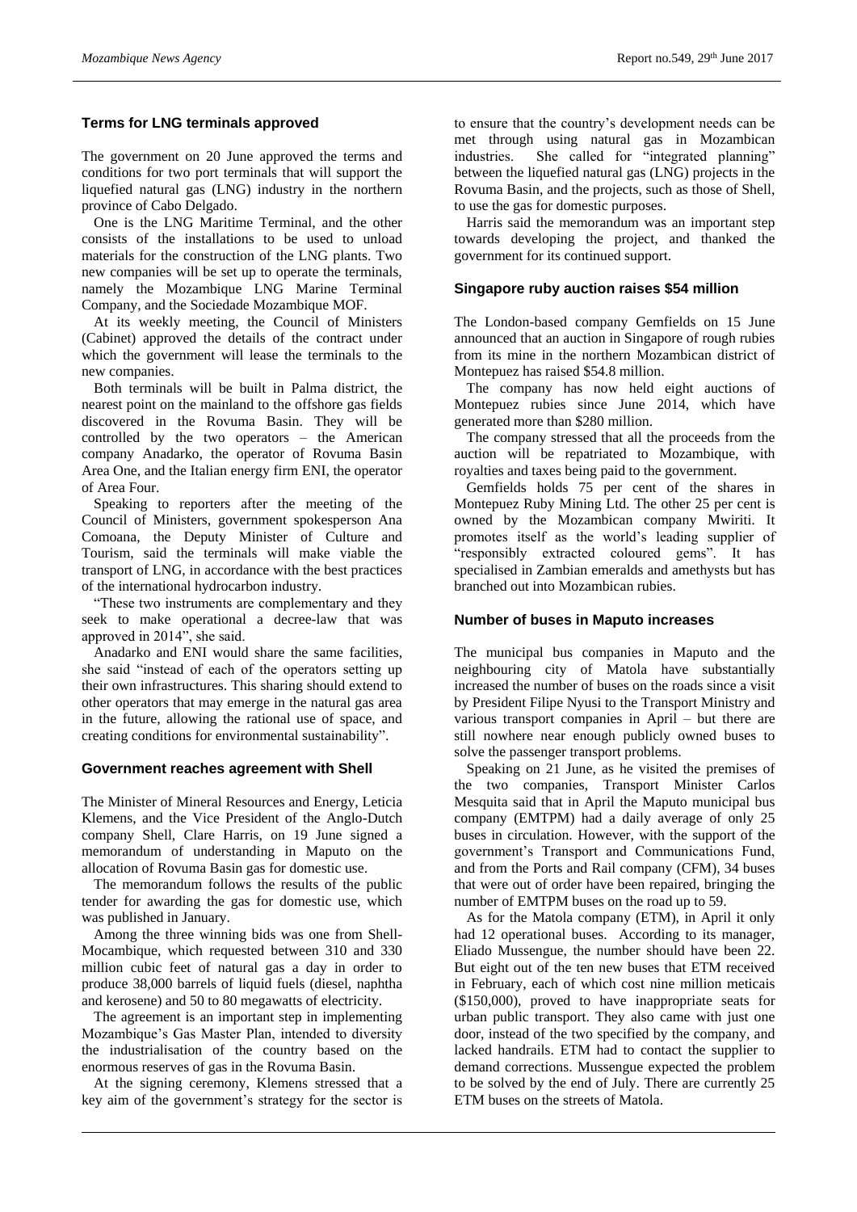## Terms for LNG terminals approved

The government on 20 June approved the terms and conditions for two port terminals that will support the liquefied natural gas (LNG) industry in the northern province of Cabo Delgado.

One is the LNG Maritime Terminal, and the other consists of the installations to be used to unload materials for the construction of the LNG plants. Two new companies will be set up to operate the terminals, namely the Mozambique LNG Marine Terminal Company, and the Sociedade Mozambique MOF.

At its weekly meeting, the Council of Ministers (Cabinet) approved the details of the contract under which the government will lease the terminals to the new companies.

Both terminals will be built in Palma district, the nearest point on the mainland to the offshore gas fields discovered in the Rovuma Basin. They will be controlled by the two operators – the American company Anadarko, the operator of Rovuma Basin Area One, and the Italian energy firm ENI, the operator of Area Four.

Speaking to reporters after the meeting of the Council of Ministers, government spokesperson Ana Comoana, the Deputy Minister of Culture and Tourism, said the terminals will make viable the transport of LNG, in accordance with the best practices of the international hydrocarbon industry.

"These two instruments are complementary and they seek to make operational a decree-law that was approved in 2014", she said.

Anadarko and ENI would share the same facilities, she said "instead of each of the operators setting up their own infrastructures. This sharing should extend to other operators that may emerge in the natural gas area in the future, allowing the rational use of space, and creating conditions for environmental sustainability".

## Government reaches agreement with Shell

The Minister of Mineral Resources and Energy, Leticia Klemens, and the Vice President of the Anglo-Dutch company Shell, Clare Harris, on 19 June signed a memorandum of understanding in Maputo on the allocation of Rovuma Basin gas for domestic use.

The memorandum follows the results of the public tender for awarding the gas for domestic use, which was published in January.

Among the three winning bids was one from Shell-Mocambique, which requested between 310 and 330 million cubic feet of natural gas a day in order to produce 38,000 barrels of liquid fuels (diesel, naphtha and kerosene) and 50 to 80 megawatts of electricity.

The agreement is an important step in implementing Mozambique's Gas Master Plan, intended to diversity the industrialisation of the country based on the enormous reserves of gas in the Rovuma Basin.

At the signing ceremony, Klemens stressed that a key aim of the government's strategy for the sector is to ensure that the country's development needs can be met through using natural gas in Mozambican industries. She called for "integrated planning" between the liquefied natural gas (LNG) projects in the Rovuma Basin, and the projects, such as those of Shell, to use the gas for domestic purposes.

Harris said the memorandum was an important step towards developing the project, and thanked the government for its continued support.

## Singapore ruby auction raises $54 million

The London-based company Gemfields on 15 June announced that an auction in Singapore of rough rubies from its mine in the northern Mozambican district of Montepuez has raised $54.8 million.

The company has now held eight auctions of Montepuez rubies since June 2014, which have generated more than $280 million.

The company stressed that all the proceeds from the auction will be repatriated to Mozambique, with royalties and taxes being paid to the government.

Gemfields holds 75 per cent of the shares in Montepuez Ruby Mining Ltd. The other 25 per cent is owned by the Mozambican company Mwiriti. It promotes itself as the world's leading supplier of "responsibly extracted coloured gems". It has specialised in Zambian emeralds and amethysts but has branched out into Mozambican rubies.

## Number of buses in Maputo increases

The municipal bus companies in Maputo and the neighbouring city of Matola have substantially increased the number of buses on the roads since a visit by President Filipe Nyusi to the Transport Ministry and various transport companies in April – but there are still nowhere near enough publicly owned buses to solve the passenger transport problems.

Speaking on 21 June, as he visited the premises of the two companies, Transport Minister Carlos Mesquita said that in April the Maputo municipal bus company (EMTPM) had a daily average of only 25 buses in circulation. However, with the support of the government's Transport and Communications Fund, and from the Ports and Rail company (CFM), 34 buses that were out of order have been repaired, bringing the number of EMTPM buses on the road up to 59.

As for the Matola company (ETM), in April it only had 12 operational buses. According to its manager, Eliado Mussengue, the number should have been 22. But eight out of the ten new buses that ETM received in February, each of which cost nine million meticais ($150,000), proved to have inappropriate seats for urban public transport. They also came with just one door, instead of the two specified by the company, and lacked handrails. ETM had to contact the supplier to demand corrections. Mussengue expected the problem to be solved by the end of July. There are currently 25 ETM buses on the streets of Matola.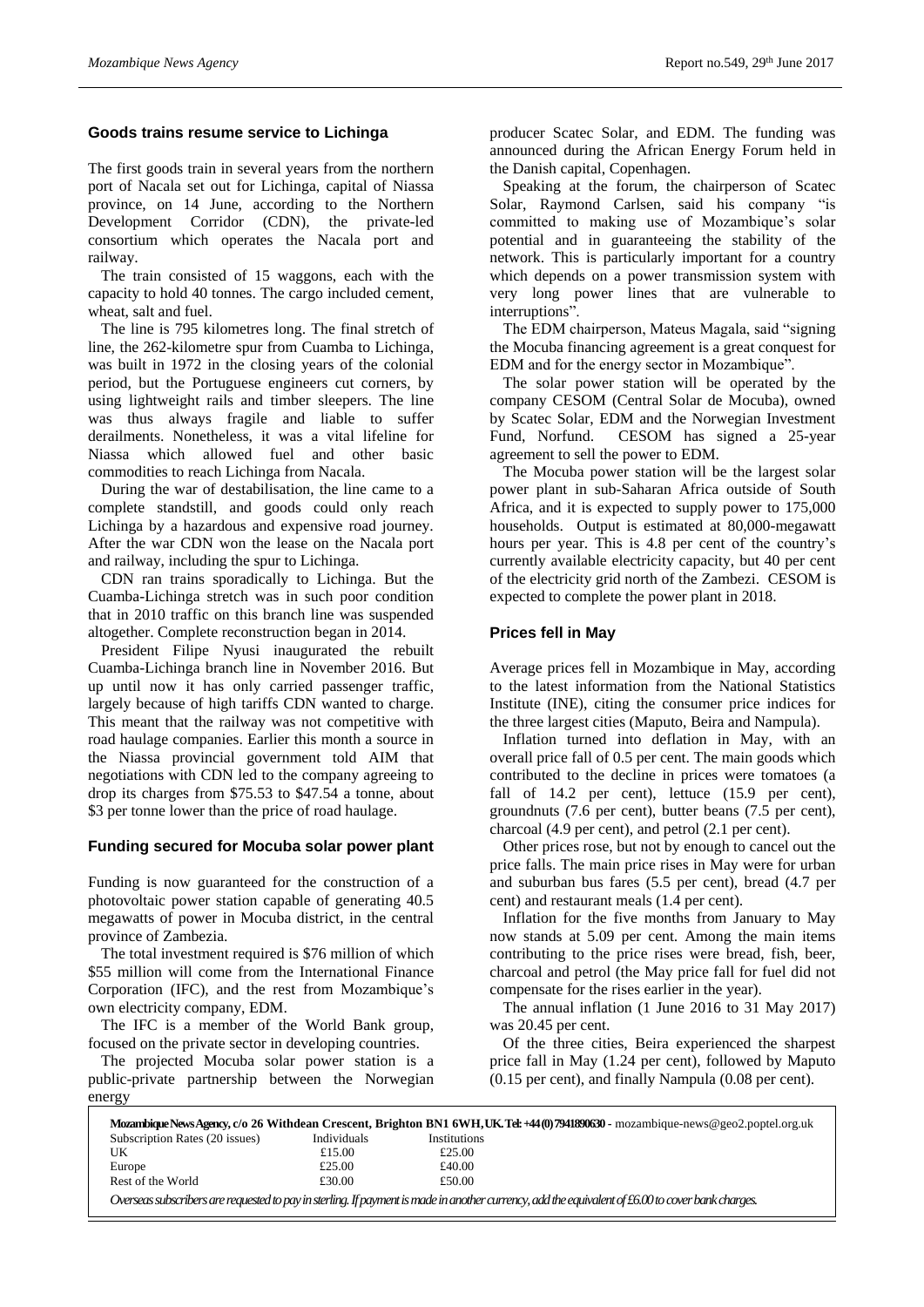## Goods trains resume service to Lichinga

The first goods train in several years from the northern port of Nacala set out for Lichinga, capital of Niassa province, on 14 June, according to the Northern Development Corridor (CDN), the private-led consortium which operates the Nacala port and railway.

The train consisted of 15 waggons, each with the capacity to hold 40 tonnes. The cargo included cement, wheat, salt and fuel.

The line is 795 kilometres long. The final stretch of line, the 262-kilometre spur from Cuamba to Lichinga, was built in 1972 in the closing years of the colonial period, but the Portuguese engineers cut corners, by using lightweight rails and timber sleepers. The line was thus always fragile and liable to suffer derailments. Nonetheless, it was a vital lifeline for Niassa which allowed fuel and other basic commodities to reach Lichinga from Nacala.

During the war of destabilisation, the line came to a complete standstill, and goods could only reach Lichinga by a hazardous and expensive road journey. After the war CDN won the lease on the Nacala port and railway, including the spur to Lichinga.

CDN ran trains sporadically to Lichinga. But the Cuamba-Lichinga stretch was in such poor condition that in 2010 traffic on this branch line was suspended altogether. Complete reconstruction began in 2014.

President Filipe Nyusi inaugurated the rebuilt Cuamba-Lichinga branch line in November 2016. But up until now it has only carried passenger traffic, largely because of high tariffs CDN wanted to charge. This meant that the railway was not competitive with road haulage companies. Earlier this month a source in the Niassa provincial government told AIM that negotiations with CDN led to the company agreeing to drop its charges from $75.53 to $47.54 a tonne, about $3 per tonne lower than the price of road haulage.

## Funding secured for Mocuba solar power plant

Funding is now guaranteed for the construction of a photovoltaic power station capable of generating 40.5 megawatts of power in Mocuba district, in the central province of Zambezia.

The total investment required is $76 million of which $55 million will come from the International Finance Corporation (IFC), and the rest from Mozambique's own electricity company, EDM.

The IFC is a member of the World Bank group, focused on the private sector in developing countries.

The projected Mocuba solar power station is a public-private partnership between the Norwegian energy producer Scatec Solar, and EDM. The funding was announced during the African Energy Forum held in the Danish capital, Copenhagen.

Speaking at the forum, the chairperson of Scatec Solar, Raymond Carlsen, said his company "is committed to making use of Mozambique's solar potential and in guaranteeing the stability of the network. This is particularly important for a country which depends on a power transmission system with very long power lines that are vulnerable to interruptions".

The EDM chairperson, Mateus Magala, said "signing the Mocuba financing agreement is a great conquest for EDM and for the energy sector in Mozambique".

The solar power station will be operated by the company CESOM (Central Solar de Mocuba), owned by Scatec Solar, EDM and the Norwegian Investment Fund, Norfund. CESOM has signed a 25-year agreement to sell the power to EDM.

The Mocuba power station will be the largest solar power plant in sub-Saharan Africa outside of South Africa, and it is expected to supply power to 175,000 households. Output is estimated at 80,000-megawatt hours per year. This is 4.8 per cent of the country's currently available electricity capacity, but 40 per cent of the electricity grid north of the Zambezi. CESOM is expected to complete the power plant in 2018.

## Prices fell in May

Average prices fell in Mozambique in May, according to the latest information from the National Statistics Institute (INE), citing the consumer price indices for the three largest cities (Maputo, Beira and Nampula).

Inflation turned into deflation in May, with an overall price fall of 0.5 per cent. The main goods which contributed to the decline in prices were tomatoes (a fall of 14.2 per cent), lettuce (15.9 per cent), groundnuts (7.6 per cent), butter beans (7.5 per cent), charcoal (4.9 per cent), and petrol (2.1 per cent).

Other prices rose, but not by enough to cancel out the price falls. The main price rises in May were for urban and suburban bus fares (5.5 per cent), bread (4.7 per cent) and restaurant meals (1.4 per cent).

Inflation for the five months from January to May now stands at 5.09 per cent. Among the main items contributing to the price rises were bread, fish, beer, charcoal and petrol (the May price fall for fuel did not compensate for the rises earlier in the year).

The annual inflation (1 June 2016 to 31 May 2017) was 20.45 per cent.

Of the three cities, Beira experienced the sharpest price fall in May (1.24 per cent), followed by Maputo (0.15 per cent), and finally Nampula (0.08 per cent).

**Mozambique News Agency, c/o 26 Withdean Crescent, Brighton BN1 6WH, UK. Tel: +44 (0) 7941890630** - mozambique-news@geo2.poptel.org.uk

| Subscription Rates (20 issues) | Individuals | Institutions |
|---|---|---|
| UK | £15.00 | £25.00 |
| Europe | £25.00 | £40.00 |
| Rest of the World | £30.00 | £50.00 |

*Overseas subscribers are requested to pay in sterling. If payment is made in another currency, add the equivalent of £6.00 to cover bank charges.*